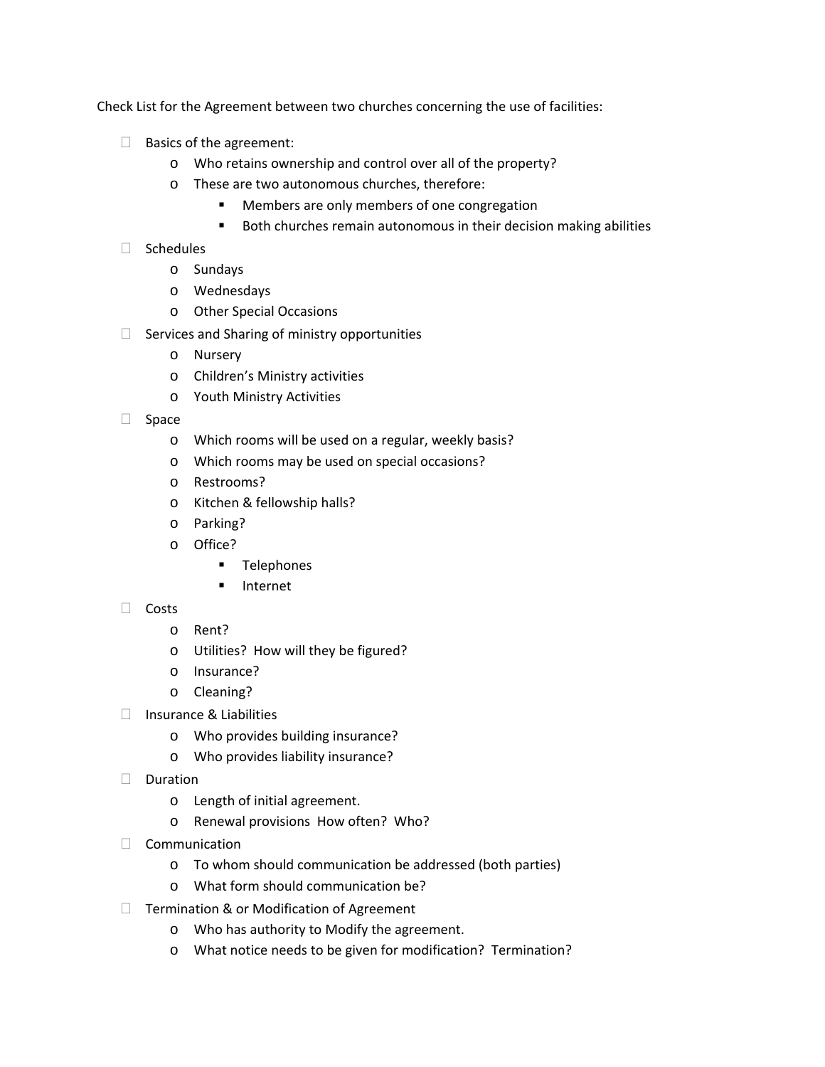Check List for the Agreement between two churches concerning the use of facilities:

- [ ] Basics of the agreement:
    - Who retains ownership and control over all of the property?
    - These are two autonomous churches, therefore:
        - Members are only members of one congregation
        - Both churches remain autonomous in their decision making abilities
- [ ] Schedules
    - Sundays
    - Wednesdays
    - Other Special Occasions
- [ ] Services and Sharing of ministry opportunities
    - Nursery
    - Children's Ministry activities
    - Youth Ministry Activities
- [ ] Space
    - Which rooms will be used on a regular, weekly basis?
    - Which rooms may be used on special occasions?
    - Restrooms?
    - Kitchen & fellowship halls?
    - Parking?
    - Office?
        - Telephones
        - Internet
- [ ] Costs
    - Rent?
    - Utilities? How will they be figured?
    - Insurance?
    - Cleaning?
- [ ] Insurance & Liabilities
    - Who provides building insurance?
    - Who provides liability insurance?
- [ ] Duration
    - Length of initial agreement.
    - Renewal provisions How often? Who?
- [ ] Communication
    - To whom should communication be addressed (both parties)
    - What form should communication be?
- [ ] Termination & or Modification of Agreement
    - Who has authority to Modify the agreement.
    - What notice needs to be given for modification? Termination?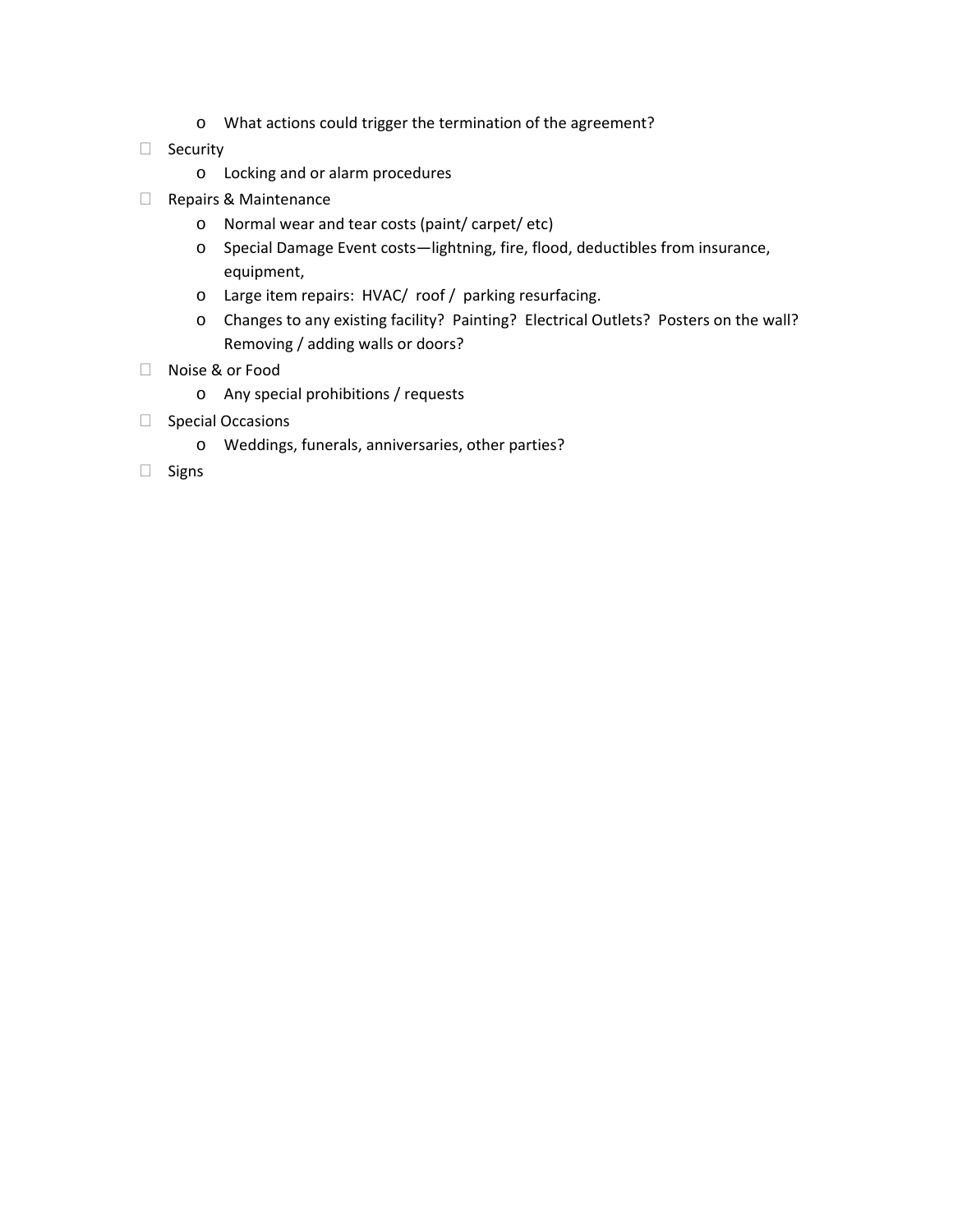- What actions could trigger the termination of the agreement?
- Security
  - Locking and or alarm procedures
- Repairs & Maintenance
  - Normal wear and tear costs (paint/ carpet/ etc)
  - Special Damage Event costs—lightning, fire, flood, deductibles from insurance, equipment,
  - Large item repairs: HVAC/ roof / parking resurfacing.
  - Changes to any existing facility? Painting? Electrical Outlets? Posters on the wall? Removing / adding walls or doors?
- Noise & or Food
  - Any special prohibitions / requests
- Special Occasions
  - Weddings, funerals, anniversaries, other parties?
- Signs